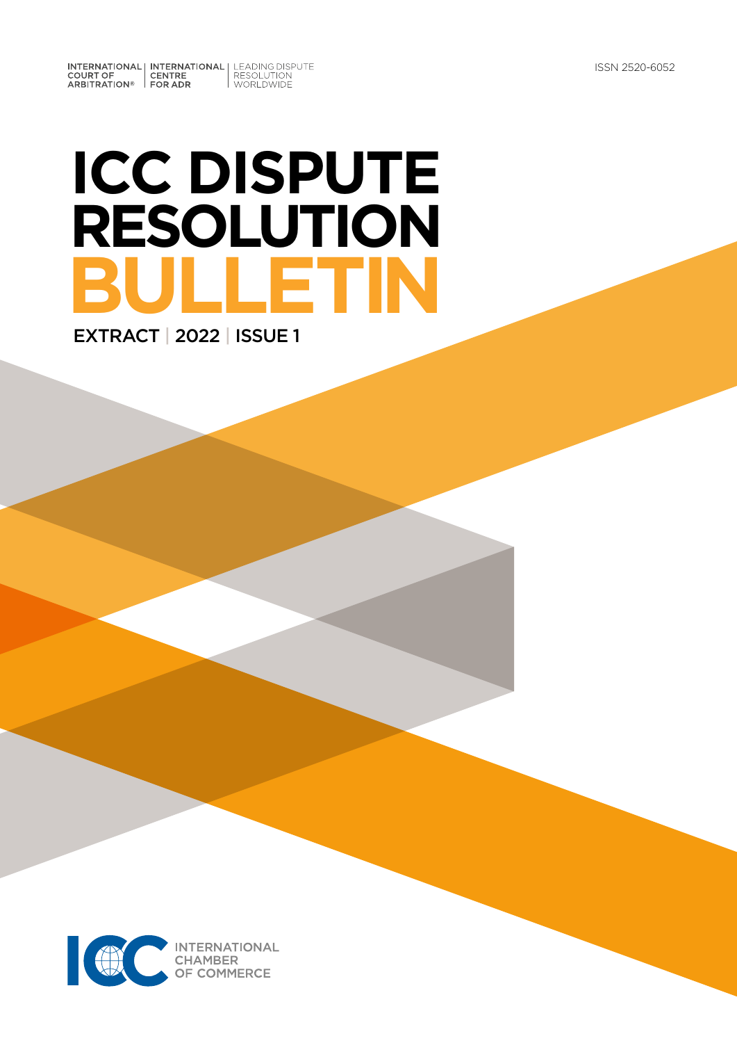INTERNATIONAL COURT OF ARBITRATION® | INTERNATIONAL CENTRE FOR ADR | LEADING DISPUTE RESOLUTION WORLDWIDE

ISSN 2520-6052

# ICC DISPUTE RESOLUTION BULLETIN

EXTRACT | 2022 | ISSUE 1

ICC INTERNATIONAL CHAMBER OF COMMERCE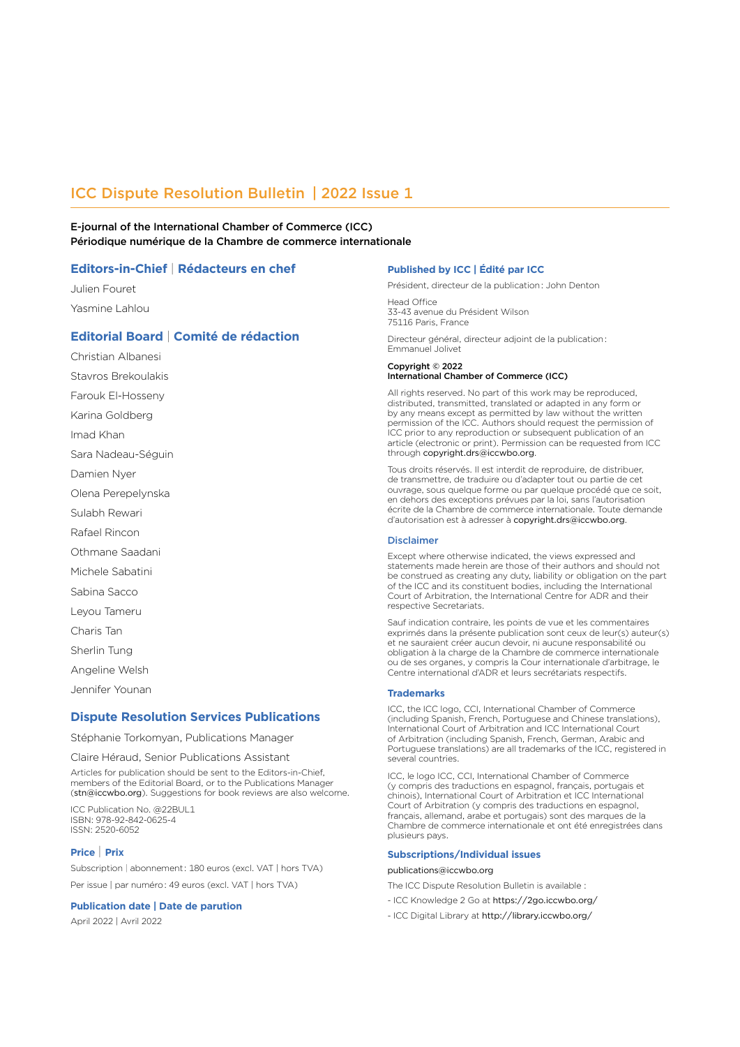# ICC Dispute Resolution Bulletin | 2022 Issue 1

**E-journal of the International Chamber of Commerce (ICC)**
**Périodique numérique de la Chambre de commerce internationale**

## Editors-in-Chief | Rédacteurs en chef

Julien Fouret

Yasmine Lahlou

## Editorial Board | Comité de rédaction

Christian Albanesi

Stavros Brekoulakis

Farouk El-Hosseny

Karina Goldberg

Imad Khan

Sara Nadeau-Séguin

Damien Nyer

Olena Perepelynska

Sulabh Rewari

Rafael Rincon

Othmane Saadani

Michele Sabatini

Sabina Sacco

Leyou Tameru

Charis Tan

Sherlin Tung

Angeline Welsh

Jennifer Younan

## Dispute Resolution Services Publications

Stéphanie Torkomyan, Publications Manager

Claire Héraud, Senior Publications Assistant

Articles for publication should be sent to the Editors-in-Chief, members of the Editorial Board, or to the Publications Manager (stn@iccwbo.org). Suggestions for book reviews are also welcome.

ICC Publication No. @22BUL1
ISBN: 978-92-842-0625-4
ISSN: 2520-6052

### Price | Prix

Subscription | abonnement : 180 euros (excl. VAT | hors TVA)

Per issue | par numéro : 49 euros (excl. VAT | hors TVA)

### Publication date | Date de parution

April 2022 | Avril 2022

### Published by ICC | Édité par ICC

Président, directeur de la publication : John Denton

Head Office
33-43 avenue du Président Wilson
75116 Paris, France

Directeur général, directeur adjoint de la publication : Emmanuel Jolivet

**Copyright © 2022**
**International Chamber of Commerce (ICC)**

All rights reserved. No part of this work may be reproduced, distributed, transmitted, translated or adapted in any form or by any means except as permitted by law without the written permission of the ICC. Authors should request the permission of ICC prior to any reproduction or subsequent publication of an article (electronic or print). Permission can be requested from ICC through copyright.drs@iccwbo.org.

Tous droits réservés. Il est interdit de reproduire, de distribuer, de transmettre, de traduire ou d'adapter tout ou partie de cet ouvrage, sous quelque forme ou par quelque procédé que ce soit, en dehors des exceptions prévues par la loi, sans l'autorisation écrite de la Chambre de commerce internationale. Toute demande d'autorisation est à adresser à copyright.drs@iccwbo.org.

### Disclaimer

Except where otherwise indicated, the views expressed and statements made herein are those of their authors and should not be construed as creating any duty, liability or obligation on the part of the ICC and its constituent bodies, including the International Court of Arbitration, the International Centre for ADR and their respective Secretariats.

Sauf indication contraire, les points de vue et les commentaires exprimés dans la présente publication sont ceux de leur(s) auteur(s) et ne sauraient créer aucun devoir, ni aucune responsabilité ou obligation à la charge de la Chambre de commerce internationale ou de ses organes, y compris la Cour internationale d'arbitrage, le Centre international d'ADR et leurs secrétariats respectifs.

### Trademarks

ICC, the ICC logo, CCI, International Chamber of Commerce (including Spanish, French, Portuguese and Chinese translations), International Court of Arbitration and ICC International Court of Arbitration (including Spanish, French, German, Arabic and Portuguese translations) are all trademarks of the ICC, registered in several countries.

ICC, le logo ICC, CCI, International Chamber of Commerce (y compris des traductions en espagnol, français, portugais et chinois), International Court of Arbitration et ICC International Court of Arbitration (y compris des traductions en espagnol, français, allemand, arabe et portugais) sont des marques de la Chambre de commerce internationale et ont été enregistrées dans plusieurs pays.

### Subscriptions/Individual issues

publications@iccwbo.org

The ICC Dispute Resolution Bulletin is available :

- ICC Knowledge 2 Go at https://2go.iccwbo.org/
- ICC Digital Library at http://library.iccwbo.org/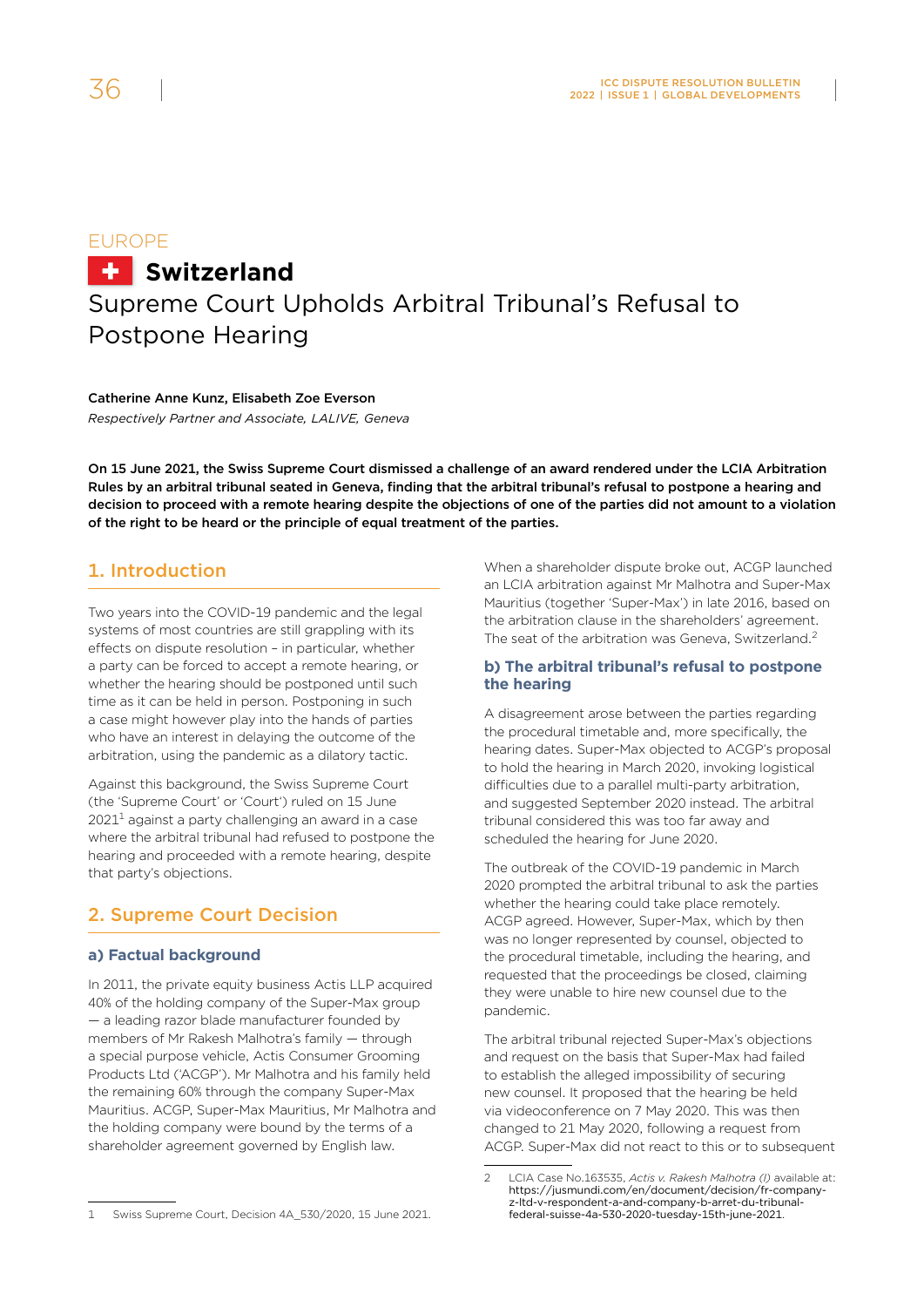EUROPE

# Switzerland

## Supreme Court Upholds Arbitral Tribunal's Refusal to Postpone Hearing

**Catherine Anne Kunz, Elisabeth Zoe Everson**

*Respectively Partner and Associate, LALIVE, Geneva*

**On 15 June 2021, the Swiss Supreme Court dismissed a challenge of an award rendered under the LCIA Arbitration Rules by an arbitral tribunal seated in Geneva, finding that the arbitral tribunal's refusal to postpone a hearing and decision to proceed with a remote hearing despite the objections of one of the parties did not amount to a violation of the right to be heard or the principle of equal treatment of the parties.**

### 1. Introduction

Two years into the COVID-19 pandemic and the legal systems of most countries are still grappling with its effects on dispute resolution – in particular, whether a party can be forced to accept a remote hearing, or whether the hearing should be postponed until such time as it can be held in person. Postponing in such a case might however play into the hands of parties who have an interest in delaying the outcome of the arbitration, using the pandemic as a dilatory tactic.

Against this background, the Swiss Supreme Court (the 'Supreme Court' or 'Court') ruled on 15 June 2021[1] against a party challenging an award in a case where the arbitral tribunal had refused to postpone the hearing and proceeded with a remote hearing, despite that party's objections.

### 2. Supreme Court Decision

#### a) Factual background

In 2011, the private equity business Actis LLP acquired 40% of the holding company of the Super-Max group — a leading razor blade manufacturer founded by members of Mr Rakesh Malhotra's family — through a special purpose vehicle, Actis Consumer Grooming Products Ltd ('ACGP'). Mr Malhotra and his family held the remaining 60% through the company Super-Max Mauritius. ACGP, Super-Max Mauritius, Mr Malhotra and the holding company were bound by the terms of a shareholder agreement governed by English law.

When a shareholder dispute broke out, ACGP launched an LCIA arbitration against Mr Malhotra and Super-Max Mauritius (together 'Super-Max') in late 2016, based on the arbitration clause in the shareholders' agreement. The seat of the arbitration was Geneva, Switzerland.[2]

#### b) The arbitral tribunal's refusal to postpone the hearing

A disagreement arose between the parties regarding the procedural timetable and, more specifically, the hearing dates. Super-Max objected to ACGP's proposal to hold the hearing in March 2020, invoking logistical difficulties due to a parallel multi-party arbitration, and suggested September 2020 instead. The arbitral tribunal considered this was too far away and scheduled the hearing for June 2020.

The outbreak of the COVID-19 pandemic in March 2020 prompted the arbitral tribunal to ask the parties whether the hearing could take place remotely. ACGP agreed. However, Super-Max, which by then was no longer represented by counsel, objected to the procedural timetable, including the hearing, and requested that the proceedings be closed, claiming they were unable to hire new counsel due to the pandemic.

The arbitral tribunal rejected Super-Max's objections and request on the basis that Super-Max had failed to establish the alleged impossibility of securing new counsel. It proposed that the hearing be held via videoconference on 7 May 2020. This was then changed to 21 May 2020, following a request from ACGP. Super-Max did not react to this or to subsequent

---

1 Swiss Supreme Court, Decision 4A_530/2020, 15 June 2021.

2 LCIA Case No.163535, *Actis v. Rakesh Malhotra (I)* available at: https://jusmundi.com/en/document/decision/fr-company-z-ltd-v-respondent-a-and-company-b-arret-du-tribunal-federal-suisse-4a-530-2020-tuesday-15th-june-2021.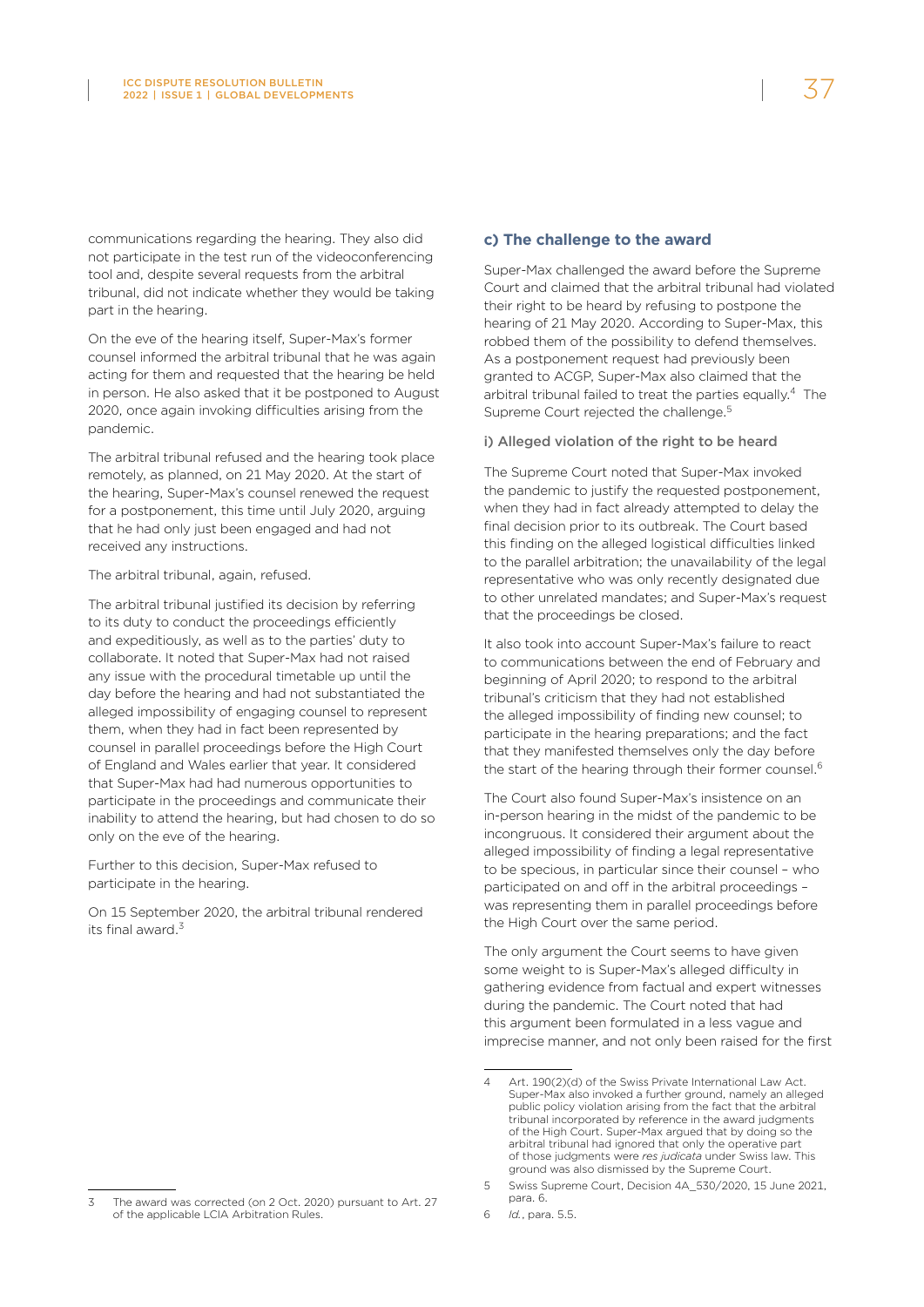communications regarding the hearing. They also did not participate in the test run of the videoconferencing tool and, despite several requests from the arbitral tribunal, did not indicate whether they would be taking part in the hearing.

On the eve of the hearing itself, Super-Max's former counsel informed the arbitral tribunal that he was again acting for them and requested that the hearing be held in person. He also asked that it be postponed to August 2020, once again invoking difficulties arising from the pandemic.

The arbitral tribunal refused and the hearing took place remotely, as planned, on 21 May 2020. At the start of the hearing, Super-Max's counsel renewed the request for a postponement, this time until July 2020, arguing that he had only just been engaged and had not received any instructions.

The arbitral tribunal, again, refused.

The arbitral tribunal justified its decision by referring to its duty to conduct the proceedings efficiently and expeditiously, as well as to the parties' duty to collaborate. It noted that Super-Max had not raised any issue with the procedural timetable up until the day before the hearing and had not substantiated the alleged impossibility of engaging counsel to represent them, when they had in fact been represented by counsel in parallel proceedings before the High Court of England and Wales earlier that year. It considered that Super-Max had had numerous opportunities to participate in the proceedings and communicate their inability to attend the hearing, but had chosen to do so only on the eve of the hearing.

Further to this decision, Super-Max refused to participate in the hearing.

On 15 September 2020, the arbitral tribunal rendered its final award.[3]

### c) The challenge to the award

Super-Max challenged the award before the Supreme Court and claimed that the arbitral tribunal had violated their right to be heard by refusing to postpone the hearing of 21 May 2020. According to Super-Max, this robbed them of the possibility to defend themselves. As a postponement request had previously been granted to ACGP, Super-Max also claimed that the arbitral tribunal failed to treat the parties equally.[4] The Supreme Court rejected the challenge.[5]

#### i) Alleged violation of the right to be heard

The Supreme Court noted that Super-Max invoked the pandemic to justify the requested postponement, when they had in fact already attempted to delay the final decision prior to its outbreak. The Court based this finding on the alleged logistical difficulties linked to the parallel arbitration; the unavailability of the legal representative who was only recently designated due to other unrelated mandates; and Super-Max's request that the proceedings be closed.

It also took into account Super-Max's failure to react to communications between the end of February and beginning of April 2020; to respond to the arbitral tribunal's criticism that they had not established the alleged impossibility of finding new counsel; to participate in the hearing preparations; and the fact that they manifested themselves only the day before the start of the hearing through their former counsel.[6]

The Court also found Super-Max's insistence on an in-person hearing in the midst of the pandemic to be incongruous. It considered their argument about the alleged impossibility of finding a legal representative to be specious, in particular since their counsel – who participated on and off in the arbitral proceedings – was representing them in parallel proceedings before the High Court over the same period.

The only argument the Court seems to have given some weight to is Super-Max's alleged difficulty in gathering evidence from factual and expert witnesses during the pandemic. The Court noted that had this argument been formulated in a less vague and imprecise manner, and not only been raised for the first

---

3 The award was corrected (on 2 Oct. 2020) pursuant to Art. 27 of the applicable LCIA Arbitration Rules.

4 Art. 190(2)(d) of the Swiss Private International Law Act. Super-Max also invoked a further ground, namely an alleged public policy violation arising from the fact that the arbitral tribunal incorporated by reference in the award judgments of the High Court. Super-Max argued that by doing so the arbitral tribunal had ignored that only the operative part of those judgments were *res judicata* under Swiss law. This ground was also dismissed by the Supreme Court.

5 Swiss Supreme Court, Decision 4A_530/2020, 15 June 2021, para. 6.

6 *Id.*, para. 5.5.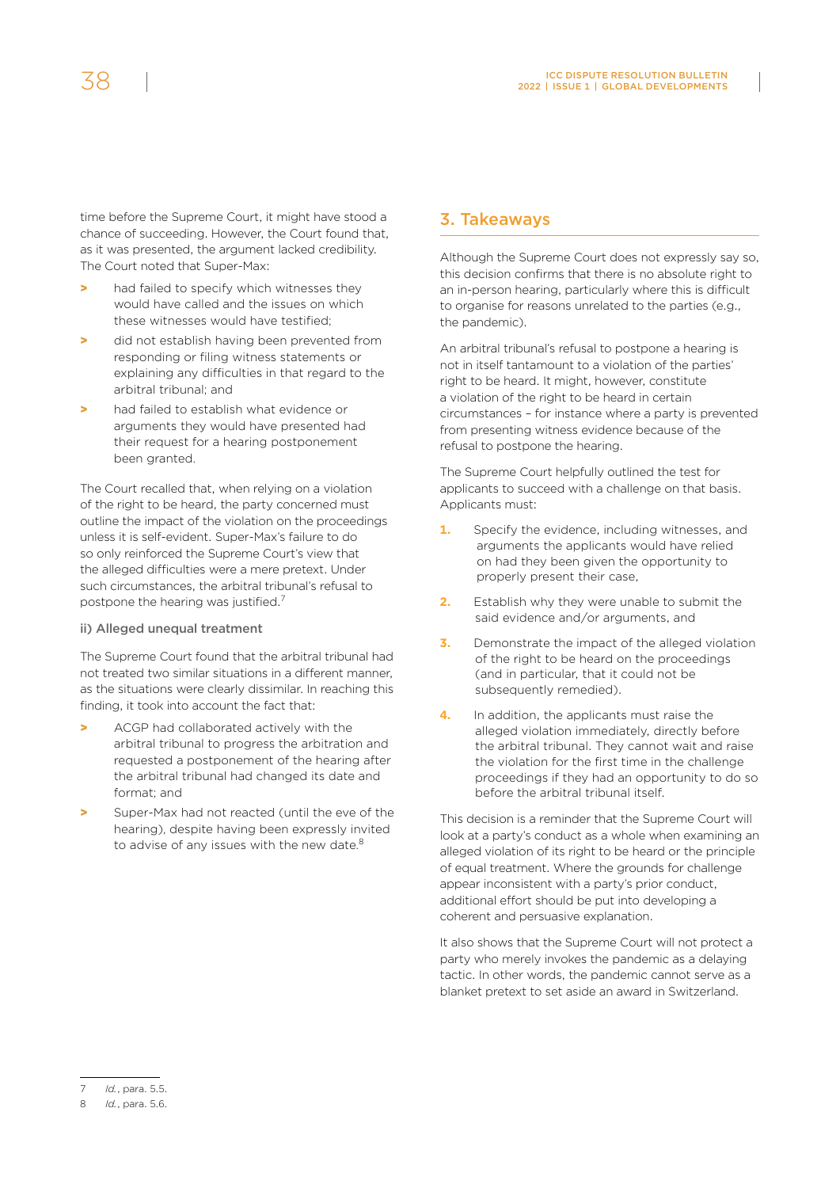time before the Supreme Court, it might have stood a chance of succeeding. However, the Court found that, as it was presented, the argument lacked credibility. The Court noted that Super-Max:

- had failed to specify which witnesses they would have called and the issues on which these witnesses would have testified;
- did not establish having been prevented from responding or filing witness statements or explaining any difficulties in that regard to the arbitral tribunal; and
- had failed to establish what evidence or arguments they would have presented had their request for a hearing postponement been granted.

The Court recalled that, when relying on a violation of the right to be heard, the party concerned must outline the impact of the violation on the proceedings unless it is self-evident. Super-Max's failure to do so only reinforced the Supreme Court's view that the alleged difficulties were a mere pretext. Under such circumstances, the arbitral tribunal's refusal to postpone the hearing was justified.[7]

#### ii) Alleged unequal treatment

The Supreme Court found that the arbitral tribunal had not treated two similar situations in a different manner, as the situations were clearly dissimilar. In reaching this finding, it took into account the fact that:

- ACGP had collaborated actively with the arbitral tribunal to progress the arbitration and requested a postponement of the hearing after the arbitral tribunal had changed its date and format; and
- Super-Max had not reacted (until the eve of the hearing), despite having been expressly invited to advise of any issues with the new date.[8]

## 3. Takeaways

Although the Supreme Court does not expressly say so, this decision confirms that there is no absolute right to an in-person hearing, particularly where this is difficult to organise for reasons unrelated to the parties (e.g., the pandemic).

An arbitral tribunal's refusal to postpone a hearing is not in itself tantamount to a violation of the parties' right to be heard. It might, however, constitute a violation of the right to be heard in certain circumstances – for instance where a party is prevented from presenting witness evidence because of the refusal to postpone the hearing.

The Supreme Court helpfully outlined the test for applicants to succeed with a challenge on that basis. Applicants must:

1. Specify the evidence, including witnesses, and arguments the applicants would have relied on had they been given the opportunity to properly present their case,
2. Establish why they were unable to submit the said evidence and/or arguments, and
3. Demonstrate the impact of the alleged violation of the right to be heard on the proceedings (and in particular, that it could not be subsequently remedied).
4. In addition, the applicants must raise the alleged violation immediately, directly before the arbitral tribunal. They cannot wait and raise the violation for the first time in the challenge proceedings if they had an opportunity to do so before the arbitral tribunal itself.

This decision is a reminder that the Supreme Court will look at a party's conduct as a whole when examining an alleged violation of its right to be heard or the principle of equal treatment. Where the grounds for challenge appear inconsistent with a party's prior conduct, additional effort should be put into developing a coherent and persuasive explanation.

It also shows that the Supreme Court will not protect a party who merely invokes the pandemic as a delaying tactic. In other words, the pandemic cannot serve as a blanket pretext to set aside an award in Switzerland.

---

7 *Id.*, para. 5.5.

8 *Id.*, para. 5.6.